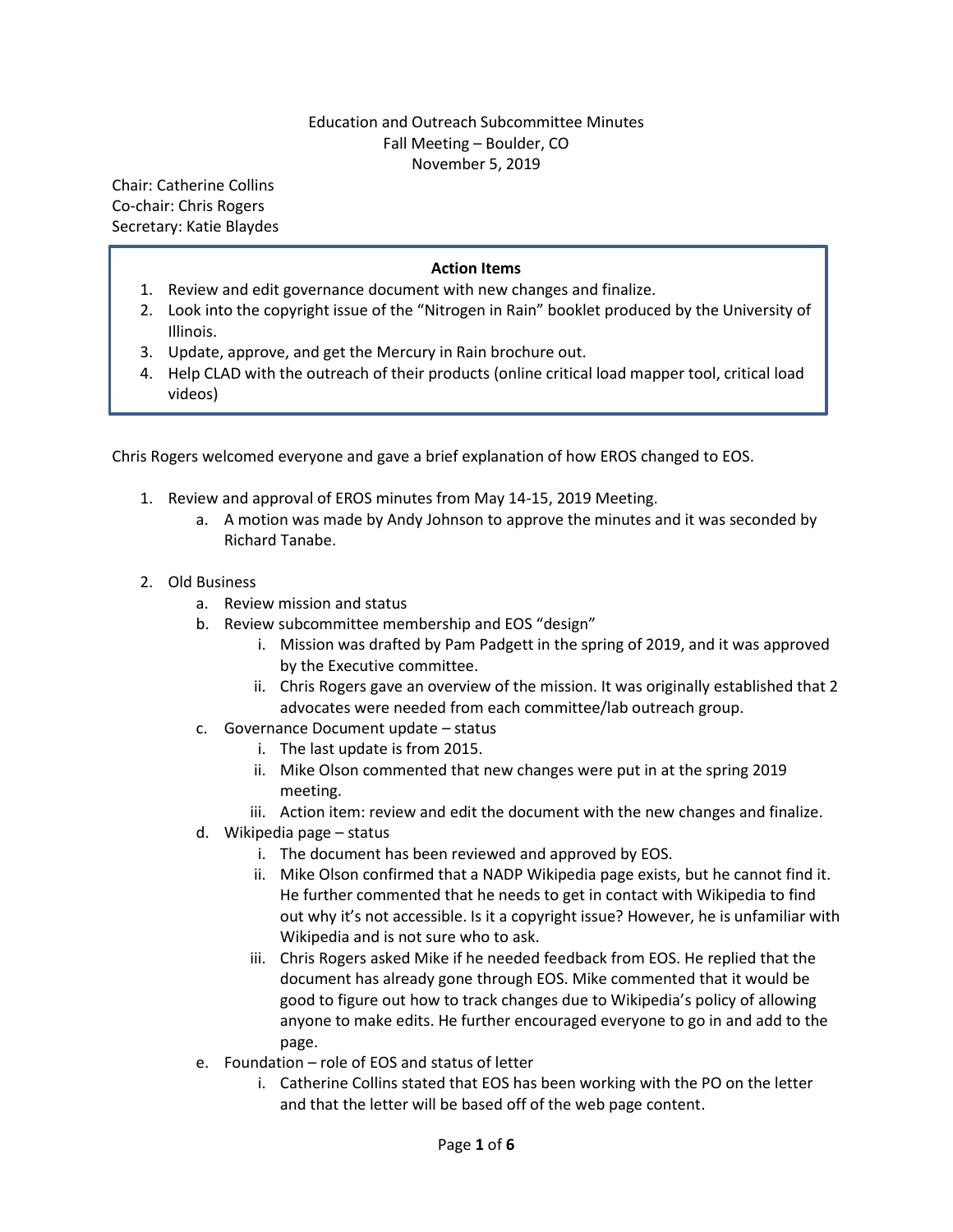Education and Outreach Subcommittee Minutes
Fall Meeting – Boulder, CO
November 5, 2019

Chair: Catherine Collins
Co-chair: Chris Rogers
Secretary: Katie Blaydes

**Action Items**

1. Review and edit governance document with new changes and finalize.
2. Look into the copyright issue of the "Nitrogen in Rain" booklet produced by the University of Illinois.
3. Update, approve, and get the Mercury in Rain brochure out.
4. Help CLAD with the outreach of their products (online critical load mapper tool, critical load videos)

Chris Rogers welcomed everyone and gave a brief explanation of how EROS changed to EOS.

1. Review and approval of EROS minutes from May 14-15, 2019 Meeting.
   a. A motion was made by Andy Johnson to approve the minutes and it was seconded by Richard Tanabe.

2. Old Business
   a. Review mission and status
   b. Review subcommittee membership and EOS "design"
      i. Mission was drafted by Pam Padgett in the spring of 2019, and it was approved by the Executive committee.
      ii. Chris Rogers gave an overview of the mission. It was originally established that 2 advocates were needed from each committee/lab outreach group.
   c. Governance Document update – status
      i. The last update is from 2015.
      ii. Mike Olson commented that new changes were put in at the spring 2019 meeting.
      iii. Action item: review and edit the document with the new changes and finalize.
   d. Wikipedia page – status
      i. The document has been reviewed and approved by EOS.
      ii. Mike Olson confirmed that a NADP Wikipedia page exists, but he cannot find it. He further commented that he needs to get in contact with Wikipedia to find out why it's not accessible. Is it a copyright issue? However, he is unfamiliar with Wikipedia and is not sure who to ask.
      iii. Chris Rogers asked Mike if he needed feedback from EOS. He replied that the document has already gone through EOS. Mike commented that it would be good to figure out how to track changes due to Wikipedia's policy of allowing anyone to make edits. He further encouraged everyone to go in and add to the page.
   e. Foundation – role of EOS and status of letter
      i. Catherine Collins stated that EOS has been working with the PO on the letter and that the letter will be based off of the web page content.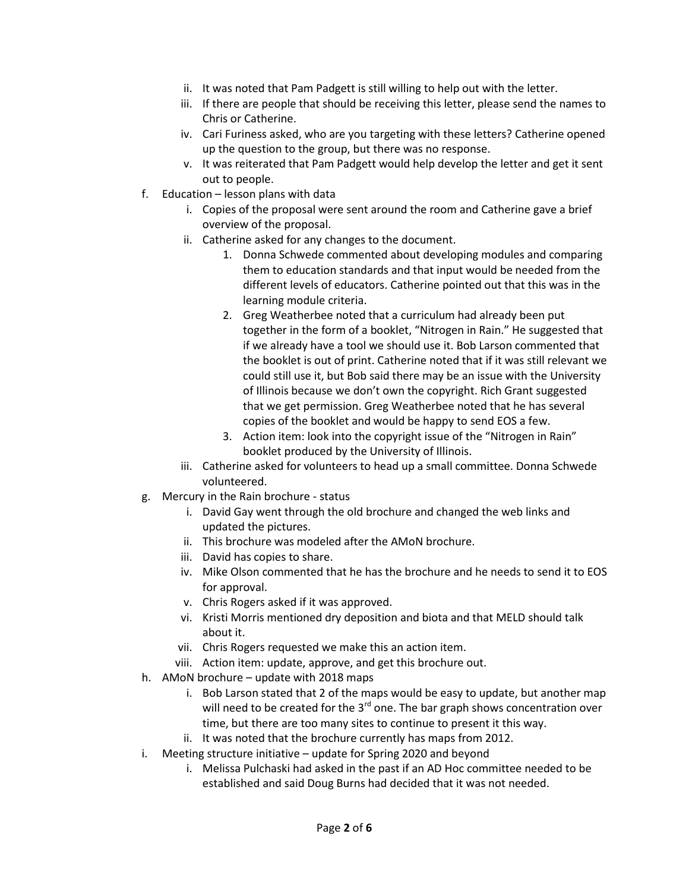ii. It was noted that Pam Padgett is still willing to help out with the letter.
   iii. If there are people that should be receiving this letter, please send the names to Chris or Catherine.
   iv. Cari Furiness asked, who are you targeting with these letters? Catherine opened up the question to the group, but there was no response.
   v. It was reiterated that Pam Padgett would help develop the letter and get it sent out to people.

f. Education – lesson plans with data
   i. Copies of the proposal were sent around the room and Catherine gave a brief overview of the proposal.
   ii. Catherine asked for any changes to the document.
      1. Donna Schwede commented about developing modules and comparing them to education standards and that input would be needed from the different levels of educators. Catherine pointed out that this was in the learning module criteria.
      2. Greg Weatherbee noted that a curriculum had already been put together in the form of a booklet, "Nitrogen in Rain." He suggested that if we already have a tool we should use it. Bob Larson commented that the booklet is out of print. Catherine noted that if it was still relevant we could still use it, but Bob said there may be an issue with the University of Illinois because we don't own the copyright. Rich Grant suggested that we get permission. Greg Weatherbee noted that he has several copies of the booklet and would be happy to send EOS a few.
      3. Action item: look into the copyright issue of the "Nitrogen in Rain" booklet produced by the University of Illinois.
   iii. Catherine asked for volunteers to head up a small committee. Donna Schwede volunteered.

g. Mercury in the Rain brochure - status
   i. David Gay went through the old brochure and changed the web links and updated the pictures.
   ii. This brochure was modeled after the AMoN brochure.
   iii. David has copies to share.
   iv. Mike Olson commented that he has the brochure and he needs to send it to EOS for approval.
   v. Chris Rogers asked if it was approved.
   vi. Kristi Morris mentioned dry deposition and biota and that MELD should talk about it.
   vii. Chris Rogers requested we make this an action item.
   viii. Action item: update, approve, and get this brochure out.

h. AMoN brochure – update with 2018 maps
   i. Bob Larson stated that 2 of the maps would be easy to update, but another map will need to be created for the 3rd one. The bar graph shows concentration over time, but there are too many sites to continue to present it this way.
   ii. It was noted that the brochure currently has maps from 2012.

i. Meeting structure initiative – update for Spring 2020 and beyond
   i. Melissa Pulchaski had asked in the past if an AD Hoc committee needed to be established and said Doug Burns had decided that it was not needed.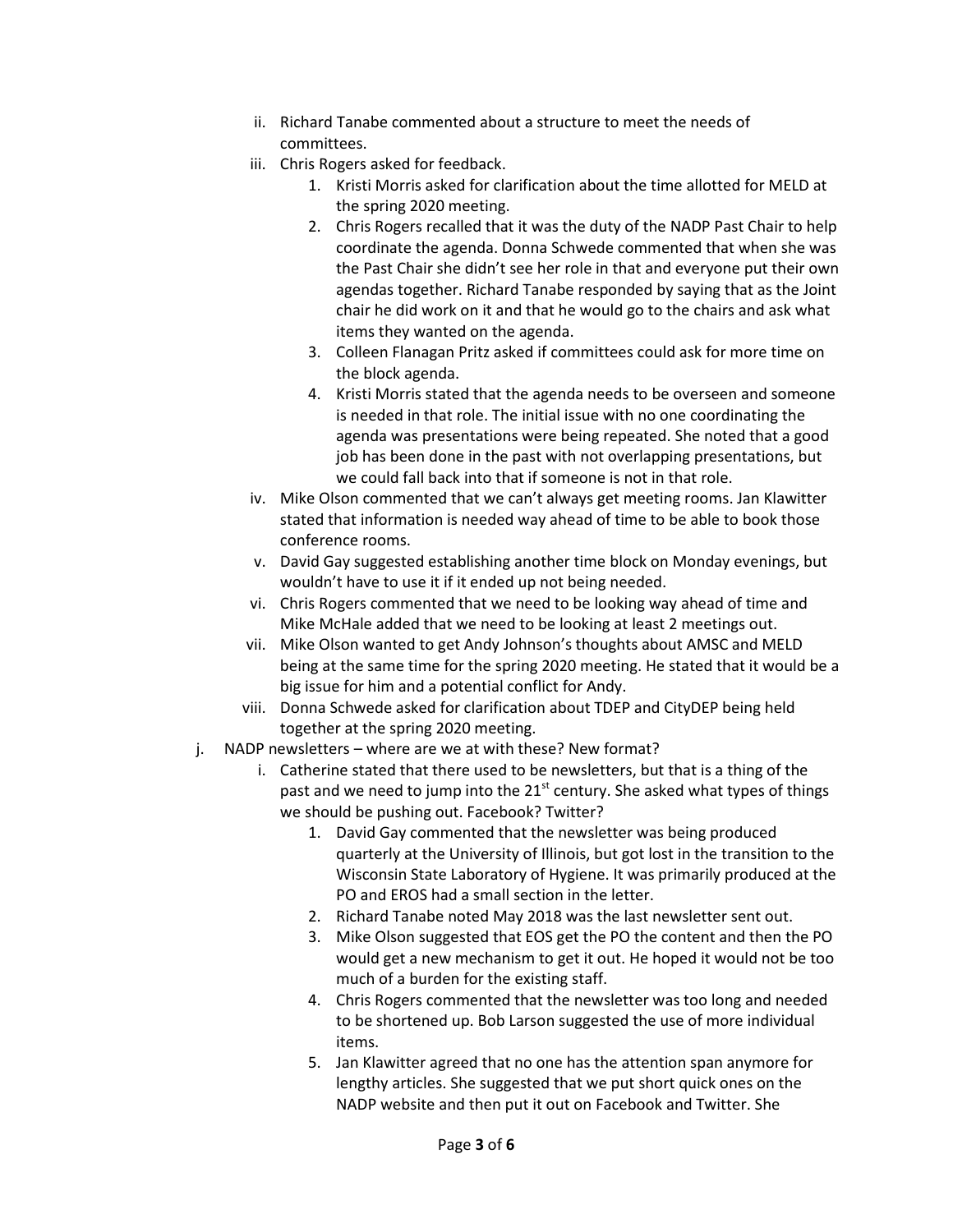ii. Richard Tanabe commented about a structure to meet the needs of committees.

iii. Chris Rogers asked for feedback.

1. Kristi Morris asked for clarification about the time allotted for MELD at the spring 2020 meeting.
2. Chris Rogers recalled that it was the duty of the NADP Past Chair to help coordinate the agenda. Donna Schwede commented that when she was the Past Chair she didn't see her role in that and everyone put their own agendas together. Richard Tanabe responded by saying that as the Joint chair he did work on it and that he would go to the chairs and ask what items they wanted on the agenda.
3. Colleen Flanagan Pritz asked if committees could ask for more time on the block agenda.
4. Kristi Morris stated that the agenda needs to be overseen and someone is needed in that role. The initial issue with no one coordinating the agenda was presentations were being repeated. She noted that a good job has been done in the past with not overlapping presentations, but we could fall back into that if someone is not in that role.

iv. Mike Olson commented that we can't always get meeting rooms. Jan Klawitter stated that information is needed way ahead of time to be able to book those conference rooms.

v. David Gay suggested establishing another time block on Monday evenings, but wouldn't have to use it if it ended up not being needed.

vi. Chris Rogers commented that we need to be looking way ahead of time and Mike McHale added that we need to be looking at least 2 meetings out.

vii. Mike Olson wanted to get Andy Johnson's thoughts about AMSC and MELD being at the same time for the spring 2020 meeting. He stated that it would be a big issue for him and a potential conflict for Andy.

viii. Donna Schwede asked for clarification about TDEP and CityDEP being held together at the spring 2020 meeting.

j. NADP newsletters – where are we at with these? New format?

i. Catherine stated that there used to be newsletters, but that is a thing of the past and we need to jump into the 21st century. She asked what types of things we should be pushing out. Facebook? Twitter?

1. David Gay commented that the newsletter was being produced quarterly at the University of Illinois, but got lost in the transition to the Wisconsin State Laboratory of Hygiene. It was primarily produced at the PO and EROS had a small section in the letter.
2. Richard Tanabe noted May 2018 was the last newsletter sent out.
3. Mike Olson suggested that EOS get the PO the content and then the PO would get a new mechanism to get it out. He hoped it would not be too much of a burden for the existing staff.
4. Chris Rogers commented that the newsletter was too long and needed to be shortened up. Bob Larson suggested the use of more individual items.
5. Jan Klawitter agreed that no one has the attention span anymore for lengthy articles. She suggested that we put short quick ones on the NADP website and then put it out on Facebook and Twitter. She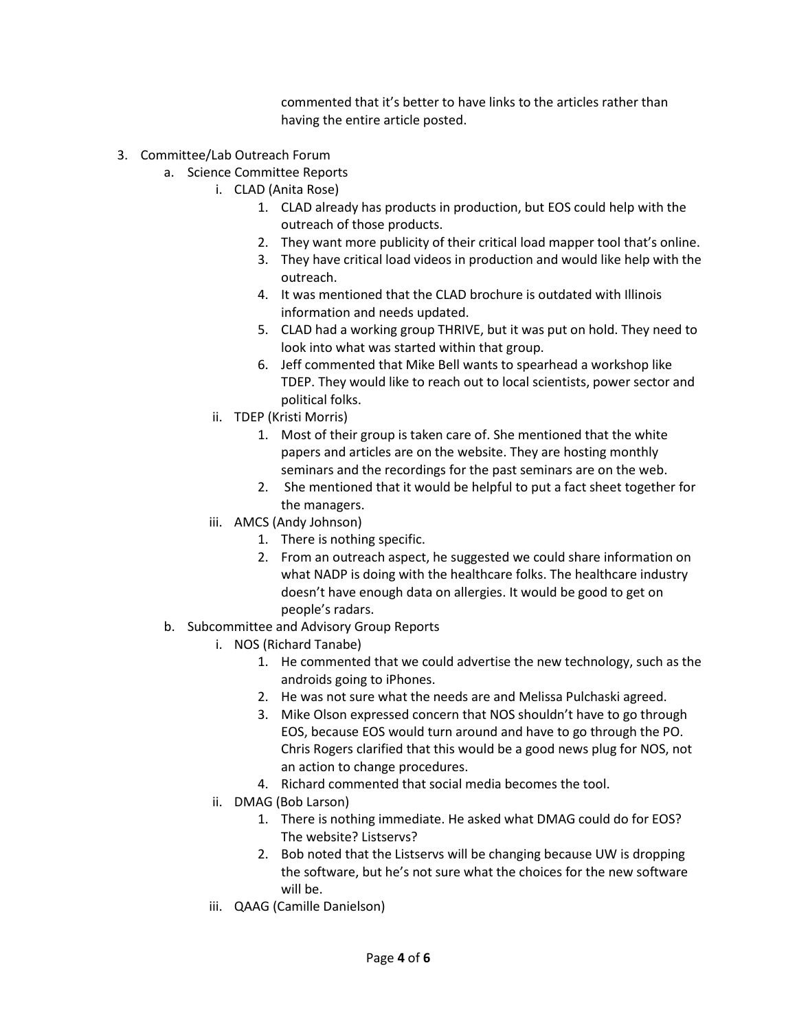commented that it's better to have links to the articles rather than having the entire article posted.

3. Committee/Lab Outreach Forum
   a. Science Committee Reports
      i. CLAD (Anita Rose)
         1. CLAD already has products in production, but EOS could help with the outreach of those products.
         2. They want more publicity of their critical load mapper tool that's online.
         3. They have critical load videos in production and would like help with the outreach.
         4. It was mentioned that the CLAD brochure is outdated with Illinois information and needs updated.
         5. CLAD had a working group THRIVE, but it was put on hold. They need to look into what was started within that group.
         6. Jeff commented that Mike Bell wants to spearhead a workshop like TDEP. They would like to reach out to local scientists, power sector and political folks.
      ii. TDEP (Kristi Morris)
         1. Most of their group is taken care of. She mentioned that the white papers and articles are on the website. They are hosting monthly seminars and the recordings for the past seminars are on the web.
         2. She mentioned that it would be helpful to put a fact sheet together for the managers.
      iii. AMCS (Andy Johnson)
         1. There is nothing specific.
         2. From an outreach aspect, he suggested we could share information on what NADP is doing with the healthcare folks. The healthcare industry doesn't have enough data on allergies. It would be good to get on people's radars.
   b. Subcommittee and Advisory Group Reports
      i. NOS (Richard Tanabe)
         1. He commented that we could advertise the new technology, such as the androids going to iPhones.
         2. He was not sure what the needs are and Melissa Pulchaski agreed.
         3. Mike Olson expressed concern that NOS shouldn't have to go through EOS, because EOS would turn around and have to go through the PO. Chris Rogers clarified that this would be a good news plug for NOS, not an action to change procedures.
         4. Richard commented that social media becomes the tool.
      ii. DMAG (Bob Larson)
         1. There is nothing immediate. He asked what DMAG could do for EOS? The website? Listservs?
         2. Bob noted that the Listservs will be changing because UW is dropping the software, but he's not sure what the choices for the new software will be.
      iii. QAAG (Camille Danielson)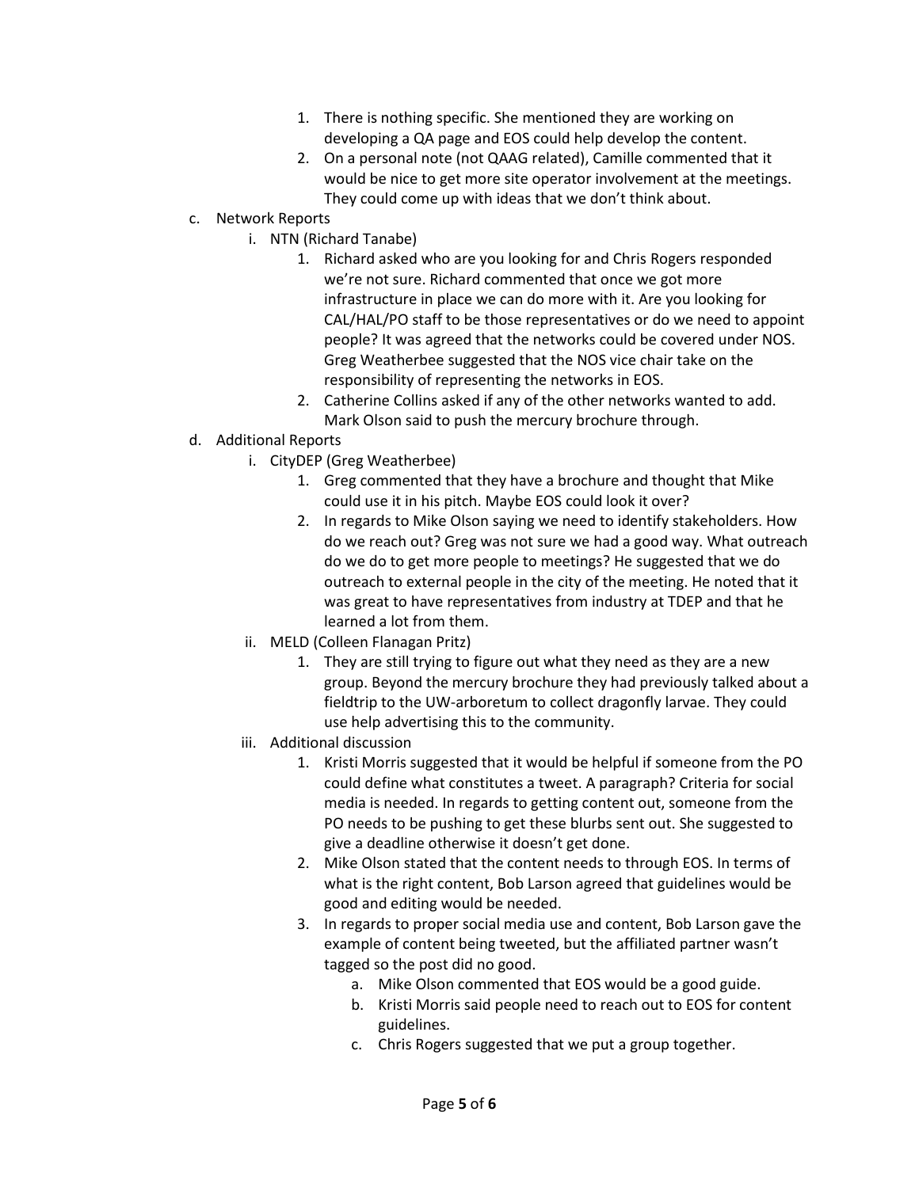1. There is nothing specific. She mentioned they are working on developing a QA page and EOS could help develop the content.
2. On a personal note (not QAAG related), Camille commented that it would be nice to get more site operator involvement at the meetings. They could come up with ideas that we don't think about.

c. Network Reports

   i. NTN (Richard Tanabe)

      1. Richard asked who are you looking for and Chris Rogers responded we're not sure. Richard commented that once we got more infrastructure in place we can do more with it. Are you looking for CAL/HAL/PO staff to be those representatives or do we need to appoint people? It was agreed that the networks could be covered under NOS. Greg Weatherbee suggested that the NOS vice chair take on the responsibility of representing the networks in EOS.
      2. Catherine Collins asked if any of the other networks wanted to add. Mark Olson said to push the mercury brochure through.

d. Additional Reports

   i. CityDEP (Greg Weatherbee)

      1. Greg commented that they have a brochure and thought that Mike could use it in his pitch. Maybe EOS could look it over?
      2. In regards to Mike Olson saying we need to identify stakeholders. How do we reach out? Greg was not sure we had a good way. What outreach do we do to get more people to meetings? He suggested that we do outreach to external people in the city of the meeting. He noted that it was great to have representatives from industry at TDEP and that he learned a lot from them.

   ii. MELD (Colleen Flanagan Pritz)

      1. They are still trying to figure out what they need as they are a new group. Beyond the mercury brochure they had previously talked about a fieldtrip to the UW-arboretum to collect dragonfly larvae. They could use help advertising this to the community.

   iii. Additional discussion

      1. Kristi Morris suggested that it would be helpful if someone from the PO could define what constitutes a tweet. A paragraph? Criteria for social media is needed. In regards to getting content out, someone from the PO needs to be pushing to get these blurbs sent out. She suggested to give a deadline otherwise it doesn't get done.
      2. Mike Olson stated that the content needs to through EOS. In terms of what is the right content, Bob Larson agreed that guidelines would be good and editing would be needed.
      3. In regards to proper social media use and content, Bob Larson gave the example of content being tweeted, but the affiliated partner wasn't tagged so the post did no good.
         a. Mike Olson commented that EOS would be a good guide.
         b. Kristi Morris said people need to reach out to EOS for content guidelines.
         c. Chris Rogers suggested that we put a group together.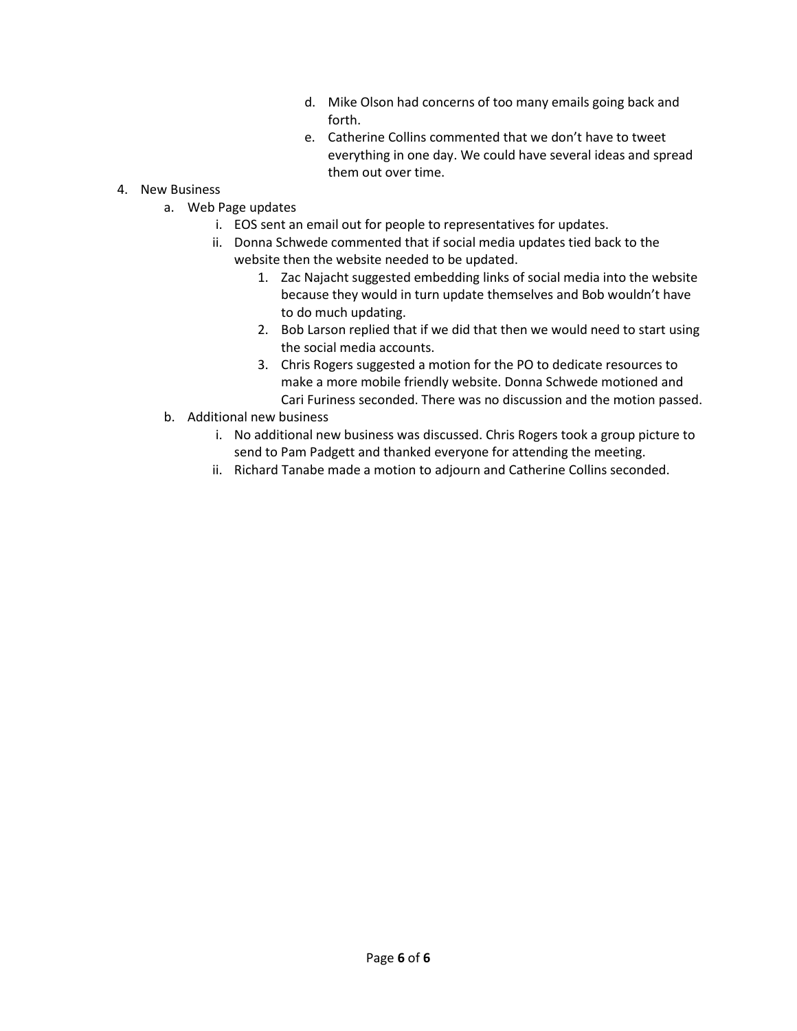d. Mike Olson had concerns of too many emails going back and forth.
   e. Catherine Collins commented that we don't have to tweet everything in one day. We could have several ideas and spread them out over time.

4. New Business
   a. Web Page updates
      i. EOS sent an email out for people to representatives for updates.
      ii. Donna Schwede commented that if social media updates tied back to the website then the website needed to be updated.
         1. Zac Najacht suggested embedding links of social media into the website because they would in turn update themselves and Bob wouldn't have to do much updating.
         2. Bob Larson replied that if we did that then we would need to start using the social media accounts.
         3. Chris Rogers suggested a motion for the PO to dedicate resources to make a more mobile friendly website. Donna Schwede motioned and Cari Furiness seconded. There was no discussion and the motion passed.
   b. Additional new business
      i. No additional new business was discussed. Chris Rogers took a group picture to send to Pam Padgett and thanked everyone for attending the meeting.
      ii. Richard Tanabe made a motion to adjourn and Catherine Collins seconded.